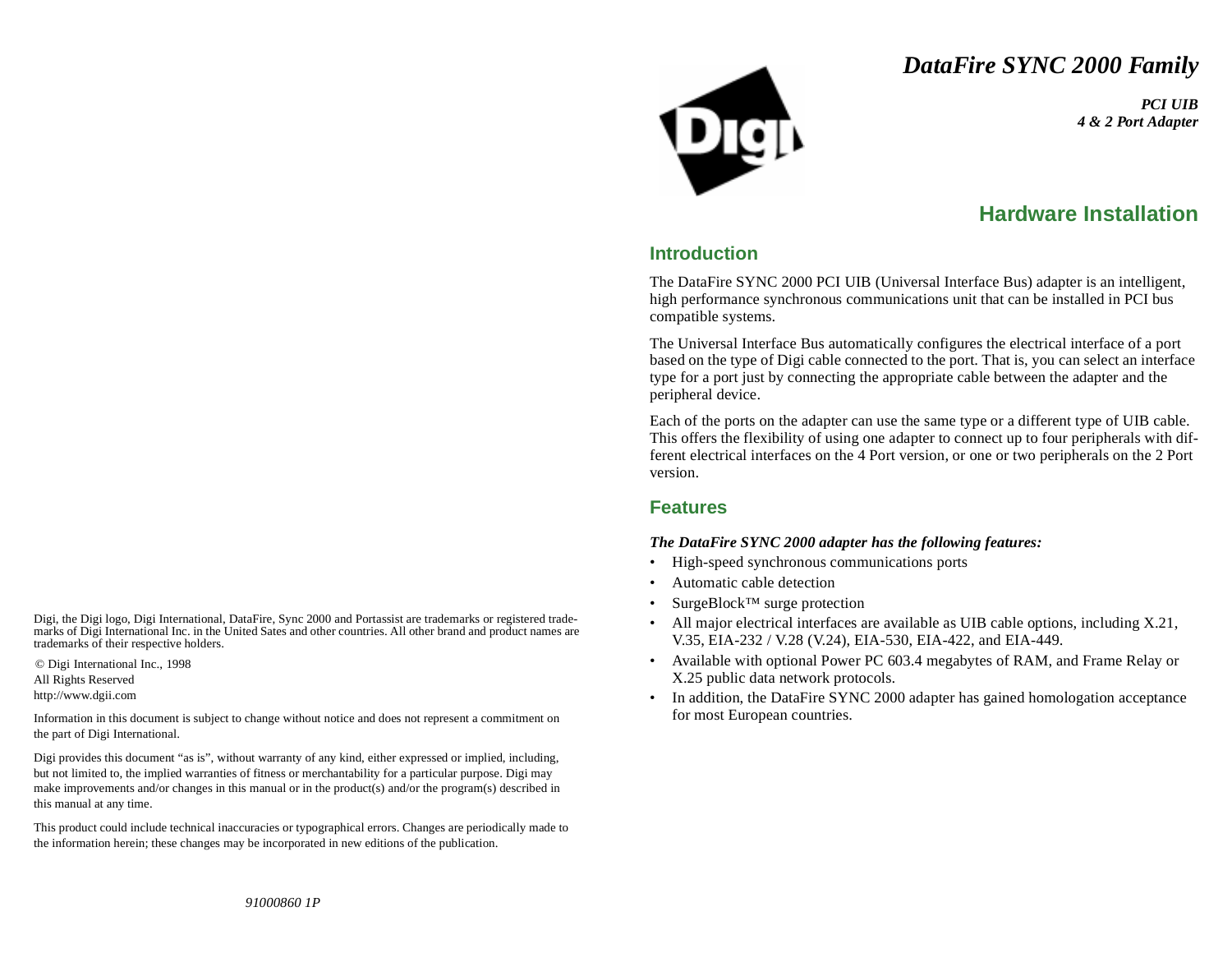# DataFire SYNC 2000 Family

***PCI UIB***
***4 & 2 Port Adapter***

## Hardware Installation

### Introduction

The DataFire SYNC 2000 PCI UIB (Universal Interface Bus) adapter is an intelligent, high performance synchronous communications unit that can be installed in PCI bus compatible systems.

The Universal Interface Bus automatically configures the electrical interface of a port based on the type of Digi cable connected to the port. That is, you can select an interface type for a port just by connecting the appropriate cable between the adapter and the peripheral device.

Each of the ports on the adapter can use the same type or a different type of UIB cable. This offers the flexibility of using one adapter to connect up to four peripherals with different electrical interfaces on the 4 Port version, or one or two peripherals on the 2 Port version.

### Features

***The DataFire SYNC 2000 adapter has the following features:***

- High-speed synchronous communications ports
- Automatic cable detection
- SurgeBlock™ surge protection
- All major electrical interfaces are available as UIB cable options, including X.21, V.35, EIA-232 / V.28 (V.24), EIA-530, EIA-422, and EIA-449.
- Available with optional Power PC 603.4 megabytes of RAM, and Frame Relay or X.25 public data network protocols.
- In addition, the DataFire SYNC 2000 adapter has gained homologation acceptance for most European countries.

Digi, the Digi logo, Digi International, DataFire, Sync 2000 and Portassist are trademarks or registered trademarks of Digi International Inc. in the United Sates and other countries. All other brand and product names are trademarks of their respective holders.

© Digi International Inc., 1998
All Rights Reserved
http://www.dgii.com

Information in this document is subject to change without notice and does not represent a commitment on the part of Digi International.

Digi provides this document "as is", without warranty of any kind, either expressed or implied, including, but not limited to, the implied warranties of fitness or merchantability for a particular purpose. Digi may make improvements and/or changes in this manual or in the product(s) and/or the program(s) described in this manual at any time.

This product could include technical inaccuracies or typographical errors. Changes are periodically made to the information herein; these changes may be incorporated in new editions of the publication.

*91000860 1P*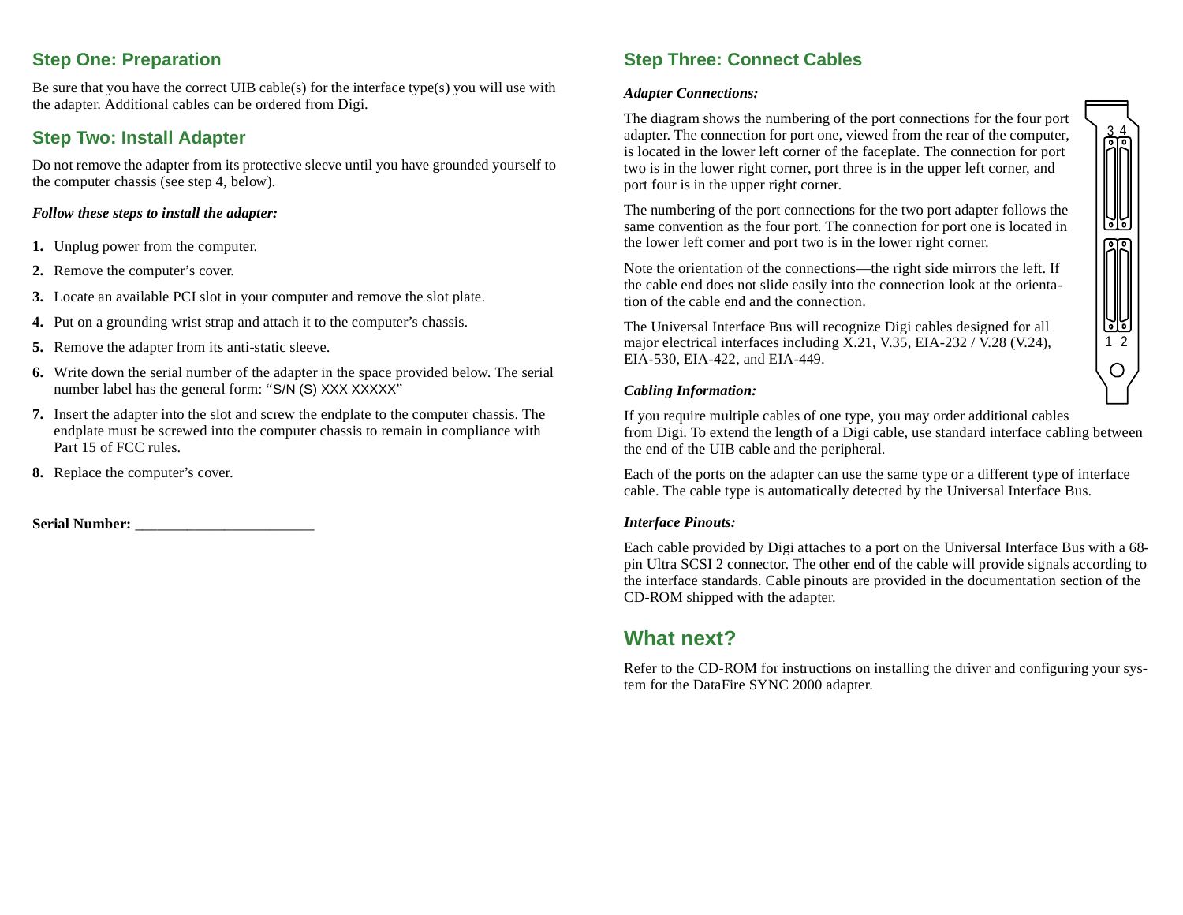## Step One: Preparation

Be sure that you have the correct UIB cable(s) for the interface type(s) you will use with the adapter. Additional cables can be ordered from Digi.

## Step Two: Install Adapter

Do not remove the adapter from its protective sleeve until you have grounded yourself to the computer chassis (see step 4, below).

***Follow these steps to install the adapter:***

1. Unplug power from the computer.
2. Remove the computer's cover.
3. Locate an available PCI slot in your computer and remove the slot plate.
4. Put on a grounding wrist strap and attach it to the computer's chassis.
5. Remove the adapter from its anti-static sleeve.
6. Write down the serial number of the adapter in the space provided below. The serial number label has the general form: "S/N (S) XXX XXXXX"
7. Insert the adapter into the slot and screw the endplate to the computer chassis. The endplate must be screwed into the computer chassis to remain in compliance with Part 15 of FCC rules.
8. Replace the computer's cover.

**Serial Number:** ________________________

## Step Three: Connect Cables

***Adapter Connections:***

The diagram shows the numbering of the port connections for the four port adapter. The connection for port one, viewed from the rear of the computer, is located in the lower left corner of the faceplate. The connection for port two is in the lower right corner, port three is in the upper left corner, and port four is in the upper right corner.

The numbering of the port connections for the two port adapter follows the same convention as the four port. The connection for port one is located in the lower left corner and port two is in the lower right corner.

Note the orientation of the connections—the right side mirrors the left. If the cable end does not slide easily into the connection look at the orientation of the cable end and the connection.

The Universal Interface Bus will recognize Digi cables designed for all major electrical interfaces including X.21, V.35, EIA-232 / V.28 (V.24), EIA-530, EIA-422, and EIA-449.

3 4

1 2

***Cabling Information:***

If you require multiple cables of one type, you may order additional cables from Digi. To extend the length of a Digi cable, use standard interface cabling between the end of the UIB cable and the peripheral.

Each of the ports on the adapter can use the same type or a different type of interface cable. The cable type is automatically detected by the Universal Interface Bus.

***Interface Pinouts:***

Each cable provided by Digi attaches to a port on the Universal Interface Bus with a 68-pin Ultra SCSI 2 connector. The other end of the cable will provide signals according to the interface standards. Cable pinouts are provided in the documentation section of the CD-ROM shipped with the adapter.

## What next?

Refer to the CD-ROM for instructions on installing the driver and configuring your system for the DataFire SYNC 2000 adapter.